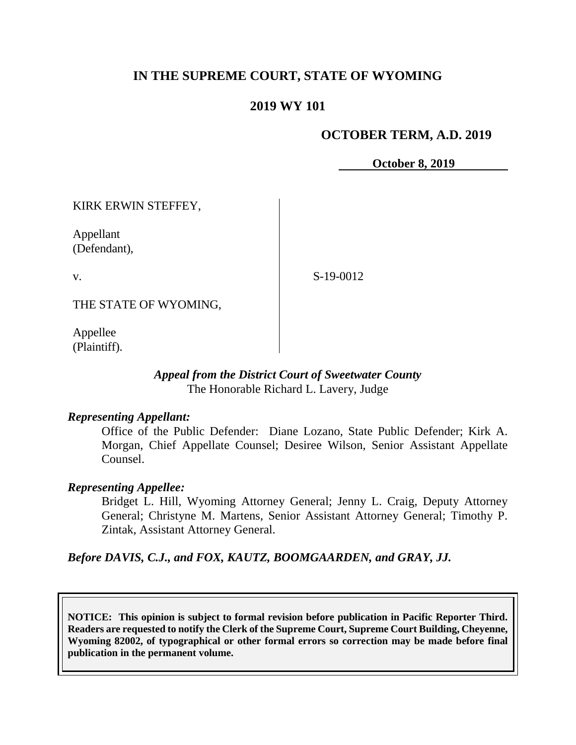# IN THE SUPREME COURT, STATE OF WYOMING

## 2019 WY 101

**OCTOBER TERM, A.D. 2019**

**October 8, 2019**

KIRK ERWIN STEFFEY,

Appellant
(Defendant),

v.

THE STATE OF WYOMING,

Appellee
(Plaintiff).

S-19-0012

***Appeal from the District Court of Sweetwater County***
The Honorable Richard L. Lavery, Judge

***Representing Appellant:***

Office of the Public Defender: Diane Lozano, State Public Defender; Kirk A. Morgan, Chief Appellate Counsel; Desiree Wilson, Senior Assistant Appellate Counsel.

***Representing Appellee:***

Bridget L. Hill, Wyoming Attorney General; Jenny L. Craig, Deputy Attorney General; Christyne M. Martens, Senior Assistant Attorney General; Timothy P. Zintak, Assistant Attorney General.

***Before DAVIS, C.J., and FOX, KAUTZ, BOOMGAARDEN, and GRAY, JJ.***

**NOTICE: This opinion is subject to formal revision before publication in Pacific Reporter Third. Readers are requested to notify the Clerk of the Supreme Court, Supreme Court Building, Cheyenne, Wyoming 82002, of typographical or other formal errors so correction may be made before final publication in the permanent volume.**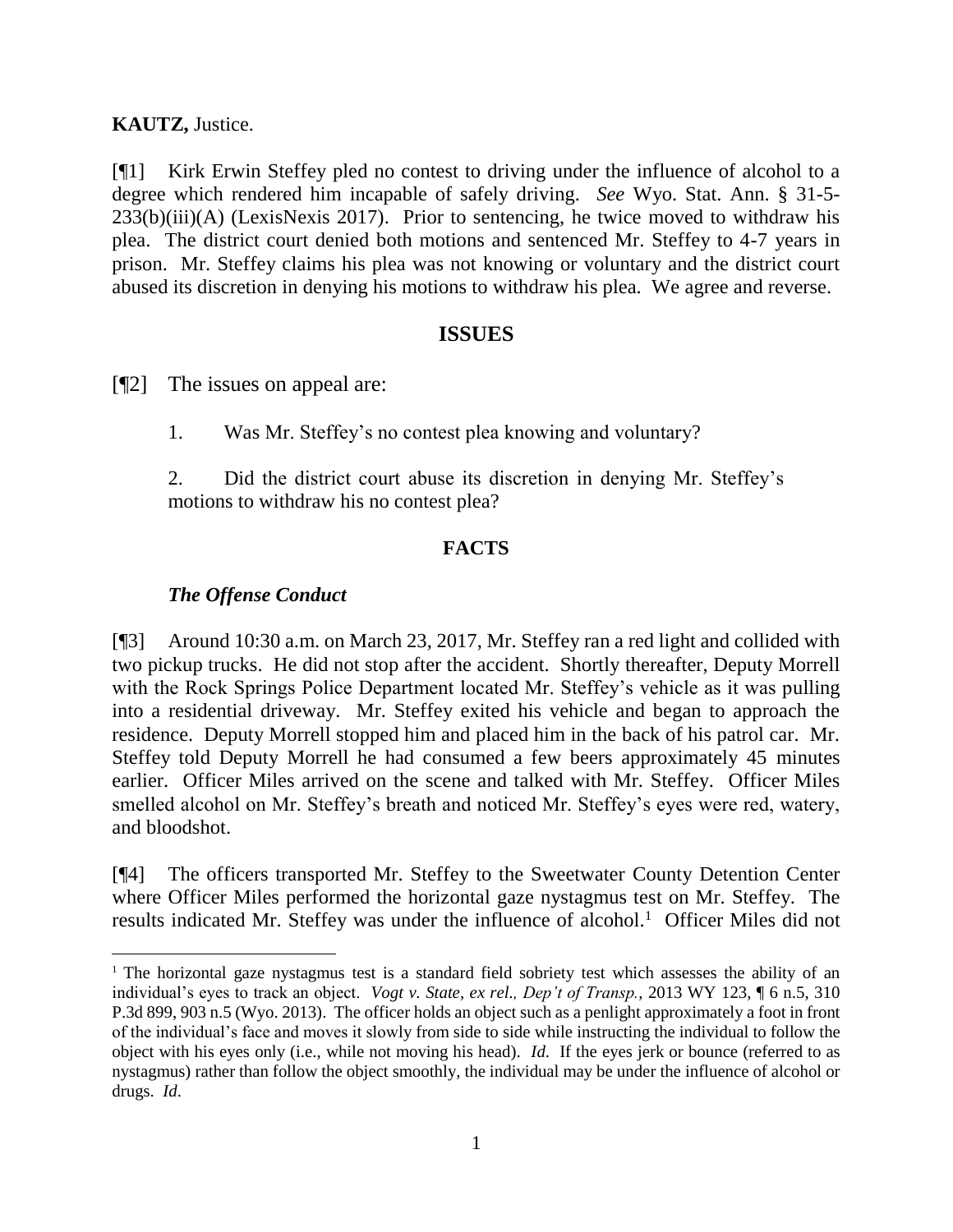**KAUTZ,** Justice.

[¶1] Kirk Erwin Steffey pled no contest to driving under the influence of alcohol to a degree which rendered him incapable of safely driving. *See* Wyo. Stat. Ann. § 31-5-233(b)(iii)(A) (LexisNexis 2017). Prior to sentencing, he twice moved to withdraw his plea. The district court denied both motions and sentenced Mr. Steffey to 4-7 years in prison. Mr. Steffey claims his plea was not knowing or voluntary and the district court abused its discretion in denying his motions to withdraw his plea. We agree and reverse.

## ISSUES

[¶2] The issues on appeal are:

1. Was Mr. Steffey's no contest plea knowing and voluntary?

2. Did the district court abuse its discretion in denying Mr. Steffey's motions to withdraw his no contest plea?

## FACTS

### *The Offense Conduct*

[¶3] Around 10:30 a.m. on March 23, 2017, Mr. Steffey ran a red light and collided with two pickup trucks. He did not stop after the accident. Shortly thereafter, Deputy Morrell with the Rock Springs Police Department located Mr. Steffey's vehicle as it was pulling into a residential driveway. Mr. Steffey exited his vehicle and began to approach the residence. Deputy Morrell stopped him and placed him in the back of his patrol car. Mr. Steffey told Deputy Morrell he had consumed a few beers approximately 45 minutes earlier. Officer Miles arrived on the scene and talked with Mr. Steffey. Officer Miles smelled alcohol on Mr. Steffey's breath and noticed Mr. Steffey's eyes were red, watery, and bloodshot.

[¶4] The officers transported Mr. Steffey to the Sweetwater County Detention Center where Officer Miles performed the horizontal gaze nystagmus test on Mr. Steffey. The results indicated Mr. Steffey was under the influence of alcohol.[1] Officer Miles did not

---

[1] The horizontal gaze nystagmus test is a standard field sobriety test which assesses the ability of an individual's eyes to track an object. *Vogt v. State, ex rel., Dep't of Transp.*, 2013 WY 123, ¶ 6 n.5, 310 P.3d 899, 903 n.5 (Wyo. 2013). The officer holds an object such as a penlight approximately a foot in front of the individual's face and moves it slowly from side to side while instructing the individual to follow the object with his eyes only (i.e., while not moving his head). *Id.* If the eyes jerk or bounce (referred to as nystagmus) rather than follow the object smoothly, the individual may be under the influence of alcohol or drugs. *Id*.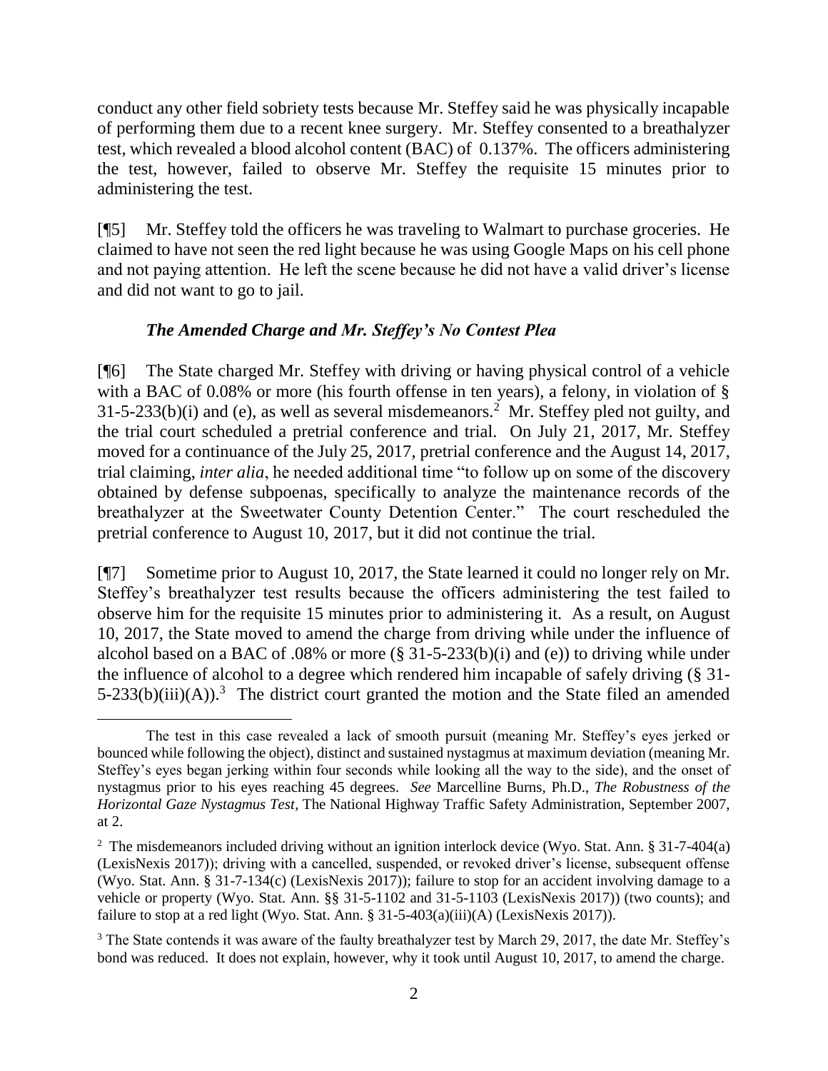conduct any other field sobriety tests because Mr. Steffey said he was physically incapable of performing them due to a recent knee surgery. Mr. Steffey consented to a breathalyzer test, which revealed a blood alcohol content (BAC) of 0.137%. The officers administering the test, however, failed to observe Mr. Steffey the requisite 15 minutes prior to administering the test.

[¶5] Mr. Steffey told the officers he was traveling to Walmart to purchase groceries. He claimed to have not seen the red light because he was using Google Maps on his cell phone and not paying attention. He left the scene because he did not have a valid driver's license and did not want to go to jail.

### *The Amended Charge and Mr. Steffey's No Contest Plea*

[¶6] The State charged Mr. Steffey with driving or having physical control of a vehicle with a BAC of 0.08% or more (his fourth offense in ten years), a felony, in violation of § 31-5-233(b)(i) and (e), as well as several misdemeanors.[2] Mr. Steffey pled not guilty, and the trial court scheduled a pretrial conference and trial. On July 21, 2017, Mr. Steffey moved for a continuance of the July 25, 2017, pretrial conference and the August 14, 2017, trial claiming, *inter alia*, he needed additional time "to follow up on some of the discovery obtained by defense subpoenas, specifically to analyze the maintenance records of the breathalyzer at the Sweetwater County Detention Center." The court rescheduled the pretrial conference to August 10, 2017, but it did not continue the trial.

[¶7] Sometime prior to August 10, 2017, the State learned it could no longer rely on Mr. Steffey's breathalyzer test results because the officers administering the test failed to observe him for the requisite 15 minutes prior to administering it. As a result, on August 10, 2017, the State moved to amend the charge from driving while under the influence of alcohol based on a BAC of .08% or more (§ 31-5-233(b)(i) and (e)) to driving while under the influence of alcohol to a degree which rendered him incapable of safely driving (§ 31-5-233(b)(iii)(A)).[3] The district court granted the motion and the State filed an amended

---

The test in this case revealed a lack of smooth pursuit (meaning Mr. Steffey's eyes jerked or bounced while following the object), distinct and sustained nystagmus at maximum deviation (meaning Mr. Steffey's eyes began jerking within four seconds while looking all the way to the side), and the onset of nystagmus prior to his eyes reaching 45 degrees. *See* Marcelline Burns, Ph.D., *The Robustness of the Horizontal Gaze Nystagmus Test*, The National Highway Traffic Safety Administration, September 2007, at 2.

[2] The misdemeanors included driving without an ignition interlock device (Wyo. Stat. Ann. § 31-7-404(a) (LexisNexis 2017)); driving with a cancelled, suspended, or revoked driver's license, subsequent offense (Wyo. Stat. Ann. § 31-7-134(c) (LexisNexis 2017)); failure to stop for an accident involving damage to a vehicle or property (Wyo. Stat. Ann. §§ 31-5-1102 and 31-5-1103 (LexisNexis 2017)) (two counts); and failure to stop at a red light (Wyo. Stat. Ann. § 31-5-403(a)(iii)(A) (LexisNexis 2017)).

[3] The State contends it was aware of the faulty breathalyzer test by March 29, 2017, the date Mr. Steffey's bond was reduced. It does not explain, however, why it took until August 10, 2017, to amend the charge.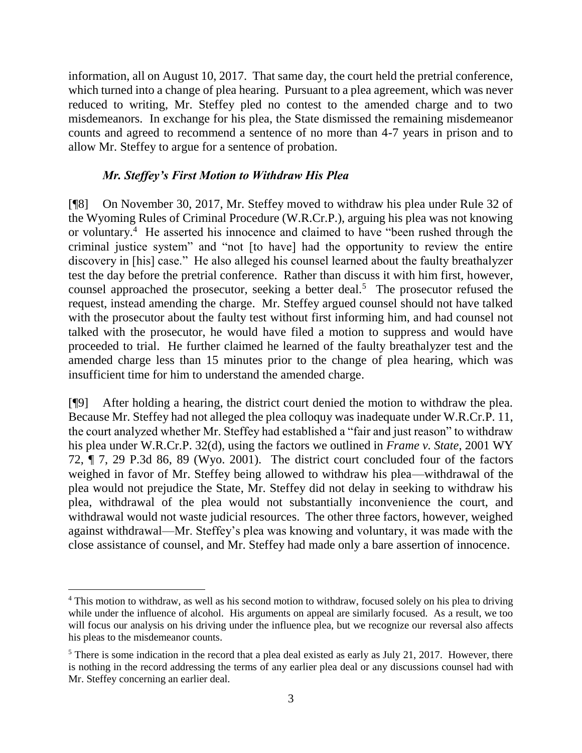information, all on August 10, 2017. That same day, the court held the pretrial conference, which turned into a change of plea hearing. Pursuant to a plea agreement, which was never reduced to writing, Mr. Steffey pled no contest to the amended charge and to two misdemeanors. In exchange for his plea, the State dismissed the remaining misdemeanor counts and agreed to recommend a sentence of no more than 4-7 years in prison and to allow Mr. Steffey to argue for a sentence of probation.

### *Mr. Steffey's First Motion to Withdraw His Plea*

[¶8] On November 30, 2017, Mr. Steffey moved to withdraw his plea under Rule 32 of the Wyoming Rules of Criminal Procedure (W.R.Cr.P.), arguing his plea was not knowing or voluntary.[4] He asserted his innocence and claimed to have "been rushed through the criminal justice system" and "not [to have] had the opportunity to review the entire discovery in [his] case." He also alleged his counsel learned about the faulty breathalyzer test the day before the pretrial conference. Rather than discuss it with him first, however, counsel approached the prosecutor, seeking a better deal.[5] The prosecutor refused the request, instead amending the charge. Mr. Steffey argued counsel should not have talked with the prosecutor about the faulty test without first informing him, and had counsel not talked with the prosecutor, he would have filed a motion to suppress and would have proceeded to trial. He further claimed he learned of the faulty breathalyzer test and the amended charge less than 15 minutes prior to the change of plea hearing, which was insufficient time for him to understand the amended charge.

[¶9] After holding a hearing, the district court denied the motion to withdraw the plea. Because Mr. Steffey had not alleged the plea colloquy was inadequate under W.R.Cr.P. 11, the court analyzed whether Mr. Steffey had established a "fair and just reason" to withdraw his plea under W.R.Cr.P. 32(d), using the factors we outlined in *Frame v. State*, 2001 WY 72, ¶ 7, 29 P.3d 86, 89 (Wyo. 2001). The district court concluded four of the factors weighed in favor of Mr. Steffey being allowed to withdraw his plea—withdrawal of the plea would not prejudice the State, Mr. Steffey did not delay in seeking to withdraw his plea, withdrawal of the plea would not substantially inconvenience the court, and withdrawal would not waste judicial resources. The other three factors, however, weighed against withdrawal—Mr. Steffey's plea was knowing and voluntary, it was made with the close assistance of counsel, and Mr. Steffey had made only a bare assertion of innocence.

---

[4] This motion to withdraw, as well as his second motion to withdraw, focused solely on his plea to driving while under the influence of alcohol. His arguments on appeal are similarly focused. As a result, we too will focus our analysis on his driving under the influence plea, but we recognize our reversal also affects his pleas to the misdemeanor counts.

[5] There is some indication in the record that a plea deal existed as early as July 21, 2017. However, there is nothing in the record addressing the terms of any earlier plea deal or any discussions counsel had with Mr. Steffey concerning an earlier deal.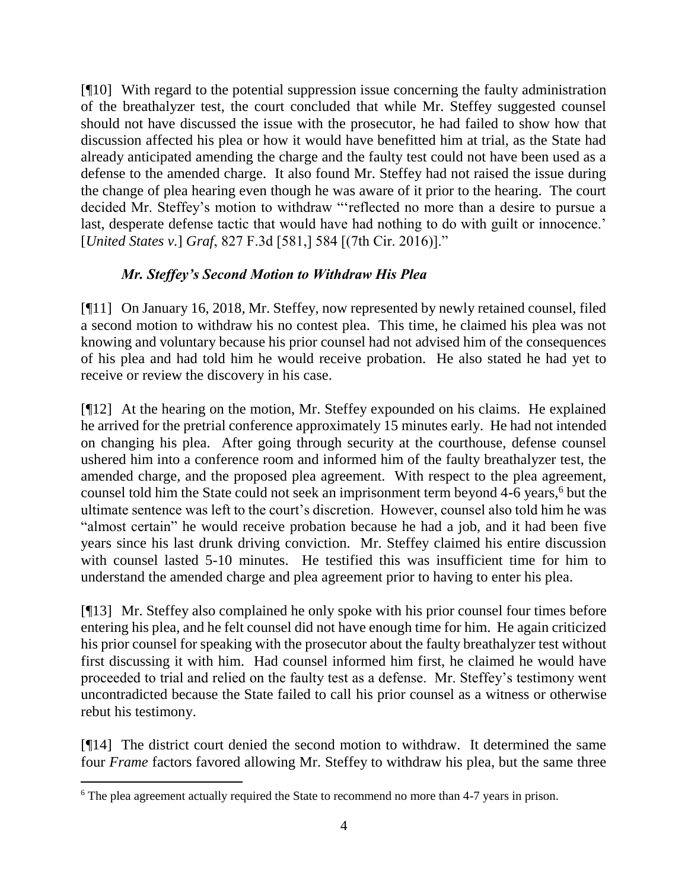[¶10] With regard to the potential suppression issue concerning the faulty administration of the breathalyzer test, the court concluded that while Mr. Steffey suggested counsel should not have discussed the issue with the prosecutor, he had failed to show how that discussion affected his plea or how it would have benefitted him at trial, as the State had already anticipated amending the charge and the faulty test could not have been used as a defense to the amended charge. It also found Mr. Steffey had not raised the issue during the change of plea hearing even though he was aware of it prior to the hearing. The court decided Mr. Steffey's motion to withdraw "'reflected no more than a desire to pursue a last, desperate defense tactic that would have had nothing to do with guilt or innocence.' [*United States v.*] *Graf*, 827 F.3d [581,] 584 [(7th Cir. 2016)]."

### *Mr. Steffey's Second Motion to Withdraw His Plea*

[¶11] On January 16, 2018, Mr. Steffey, now represented by newly retained counsel, filed a second motion to withdraw his no contest plea. This time, he claimed his plea was not knowing and voluntary because his prior counsel had not advised him of the consequences of his plea and had told him he would receive probation. He also stated he had yet to receive or review the discovery in his case.

[¶12] At the hearing on the motion, Mr. Steffey expounded on his claims. He explained he arrived for the pretrial conference approximately 15 minutes early. He had not intended on changing his plea. After going through security at the courthouse, defense counsel ushered him into a conference room and informed him of the faulty breathalyzer test, the amended charge, and the proposed plea agreement. With respect to the plea agreement, counsel told him the State could not seek an imprisonment term beyond 4-6 years,[6] but the ultimate sentence was left to the court's discretion. However, counsel also told him he was "almost certain" he would receive probation because he had a job, and it had been five years since his last drunk driving conviction. Mr. Steffey claimed his entire discussion with counsel lasted 5-10 minutes. He testified this was insufficient time for him to understand the amended charge and plea agreement prior to having to enter his plea.

[¶13] Mr. Steffey also complained he only spoke with his prior counsel four times before entering his plea, and he felt counsel did not have enough time for him. He again criticized his prior counsel for speaking with the prosecutor about the faulty breathalyzer test without first discussing it with him. Had counsel informed him first, he claimed he would have proceeded to trial and relied on the faulty test as a defense. Mr. Steffey's testimony went uncontradicted because the State failed to call his prior counsel as a witness or otherwise rebut his testimony.

[¶14] The district court denied the second motion to withdraw. It determined the same four *Frame* factors favored allowing Mr. Steffey to withdraw his plea, but the same three

---

[6] The plea agreement actually required the State to recommend no more than 4-7 years in prison.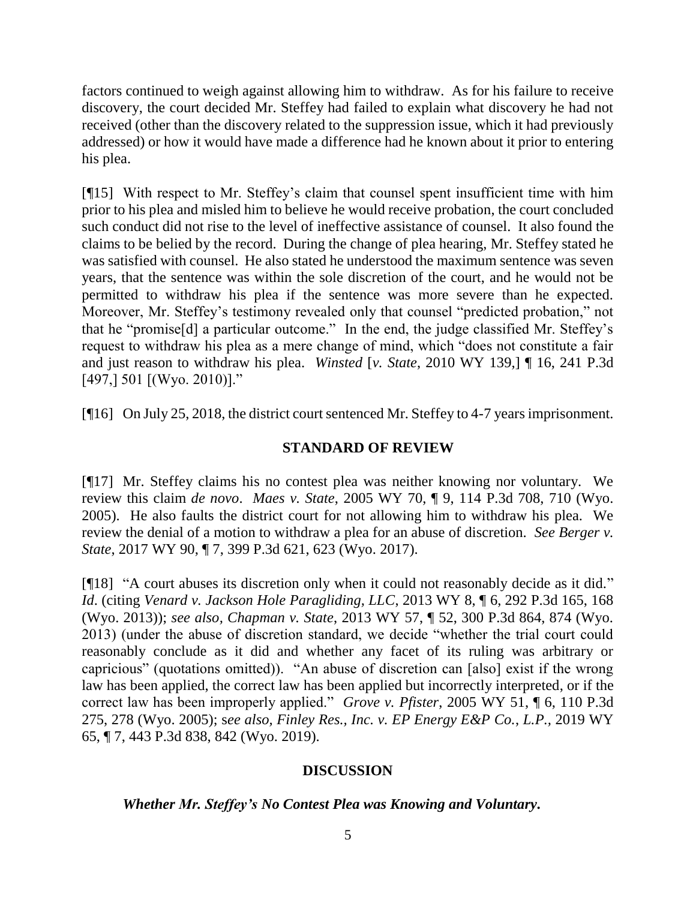factors continued to weigh against allowing him to withdraw. As for his failure to receive discovery, the court decided Mr. Steffey had failed to explain what discovery he had not received (other than the discovery related to the suppression issue, which it had previously addressed) or how it would have made a difference had he known about it prior to entering his plea.

[¶15] With respect to Mr. Steffey's claim that counsel spent insufficient time with him prior to his plea and misled him to believe he would receive probation, the court concluded such conduct did not rise to the level of ineffective assistance of counsel. It also found the claims to be belied by the record. During the change of plea hearing, Mr. Steffey stated he was satisfied with counsel. He also stated he understood the maximum sentence was seven years, that the sentence was within the sole discretion of the court, and he would not be permitted to withdraw his plea if the sentence was more severe than he expected. Moreover, Mr. Steffey's testimony revealed only that counsel "predicted probation," not that he "promise[d] a particular outcome." In the end, the judge classified Mr. Steffey's request to withdraw his plea as a mere change of mind, which "does not constitute a fair and just reason to withdraw his plea. *Winsted* [*v. State*, 2010 WY 139,] ¶ 16, 241 P.3d [497,] 501 [(Wyo. 2010)]."

[¶16] On July 25, 2018, the district court sentenced Mr. Steffey to 4-7 years imprisonment.

## STANDARD OF REVIEW

[¶17] Mr. Steffey claims his no contest plea was neither knowing nor voluntary. We review this claim *de novo*. *Maes v. State*, 2005 WY 70, ¶ 9, 114 P.3d 708, 710 (Wyo. 2005). He also faults the district court for not allowing him to withdraw his plea. We review the denial of a motion to withdraw a plea for an abuse of discretion. *See Berger v. State*, 2017 WY 90, ¶ 7, 399 P.3d 621, 623 (Wyo. 2017).

[¶18] "A court abuses its discretion only when it could not reasonably decide as it did." *Id*. (citing *Venard v. Jackson Hole Paragliding, LLC*, 2013 WY 8, ¶ 6, 292 P.3d 165, 168 (Wyo. 2013)); *see also, Chapman v. State*, 2013 WY 57, ¶ 52, 300 P.3d 864, 874 (Wyo. 2013) (under the abuse of discretion standard, we decide "whether the trial court could reasonably conclude as it did and whether any facet of its ruling was arbitrary or capricious" (quotations omitted)). "An abuse of discretion can [also] exist if the wrong law has been applied, the correct law has been applied but incorrectly interpreted, or if the correct law has been improperly applied." *Grove v. Pfister*, 2005 WY 51, ¶ 6, 110 P.3d 275, 278 (Wyo. 2005); s*ee also, Finley Res., Inc. v. EP Energy E&P Co., L.P.*, 2019 WY 65, ¶ 7, 443 P.3d 838, 842 (Wyo. 2019).

## DISCUSSION

### *Whether Mr. Steffey's No Contest Plea was Knowing and Voluntary.*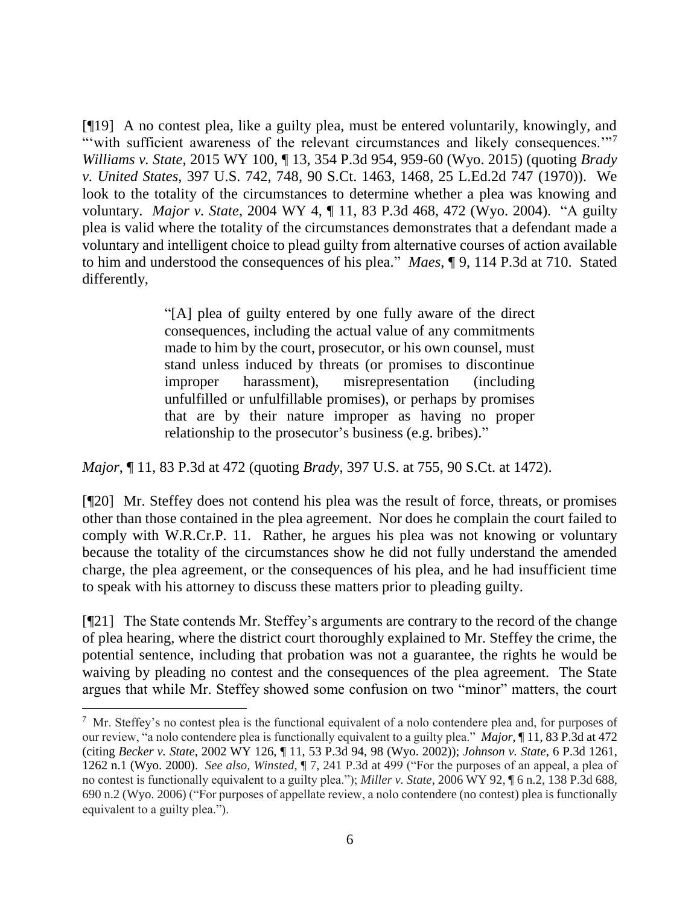[¶19] A no contest plea, like a guilty plea, must be entered voluntarily, knowingly, and "'with sufficient awareness of the relevant circumstances and likely consequences.'"[7] *Williams v. State*, 2015 WY 100, ¶ 13, 354 P.3d 954, 959-60 (Wyo. 2015) (quoting *Brady v. United States*, 397 U.S. 742, 748, 90 S.Ct. 1463, 1468, 25 L.Ed.2d 747 (1970)). We look to the totality of the circumstances to determine whether a plea was knowing and voluntary. *Major v. State*, 2004 WY 4, ¶ 11, 83 P.3d 468, 472 (Wyo. 2004). "A guilty plea is valid where the totality of the circumstances demonstrates that a defendant made a voluntary and intelligent choice to plead guilty from alternative courses of action available to him and understood the consequences of his plea." *Maes*, ¶ 9, 114 P.3d at 710. Stated differently,

> "[A] plea of guilty entered by one fully aware of the direct consequences, including the actual value of any commitments made to him by the court, prosecutor, or his own counsel, must stand unless induced by threats (or promises to discontinue improper harassment), misrepresentation (including unfulfilled or unfulfillable promises), or perhaps by promises that are by their nature improper as having no proper relationship to the prosecutor's business (e.g. bribes)."

*Major*, ¶ 11, 83 P.3d at 472 (quoting *Brady*, 397 U.S. at 755, 90 S.Ct. at 1472).

[¶20] Mr. Steffey does not contend his plea was the result of force, threats, or promises other than those contained in the plea agreement. Nor does he complain the court failed to comply with W.R.Cr.P. 11. Rather, he argues his plea was not knowing or voluntary because the totality of the circumstances show he did not fully understand the amended charge, the plea agreement, or the consequences of his plea, and he had insufficient time to speak with his attorney to discuss these matters prior to pleading guilty.

[¶21] The State contends Mr. Steffey's arguments are contrary to the record of the change of plea hearing, where the district court thoroughly explained to Mr. Steffey the crime, the potential sentence, including that probation was not a guarantee, the rights he would be waiving by pleading no contest and the consequences of the plea agreement. The State argues that while Mr. Steffey showed some confusion on two "minor" matters, the court

---

[7] Mr. Steffey's no contest plea is the functional equivalent of a nolo contendere plea and, for purposes of our review, "a nolo contendere plea is functionally equivalent to a guilty plea." *Major*, ¶ 11, 83 P.3d at 472 (citing *Becker v. State*, 2002 WY 126, ¶ 11, 53 P.3d 94, 98 (Wyo. 2002)); *Johnson v. State*, 6 P.3d 1261, 1262 n.1 (Wyo. 2000). *See also*, *Winsted*, ¶ 7, 241 P.3d at 499 ("For the purposes of an appeal, a plea of no contest is functionally equivalent to a guilty plea."); *Miller v. State*, 2006 WY 92, ¶ 6 n.2, 138 P.3d 688, 690 n.2 (Wyo. 2006) ("For purposes of appellate review, a nolo contendere (no contest) plea is functionally equivalent to a guilty plea.").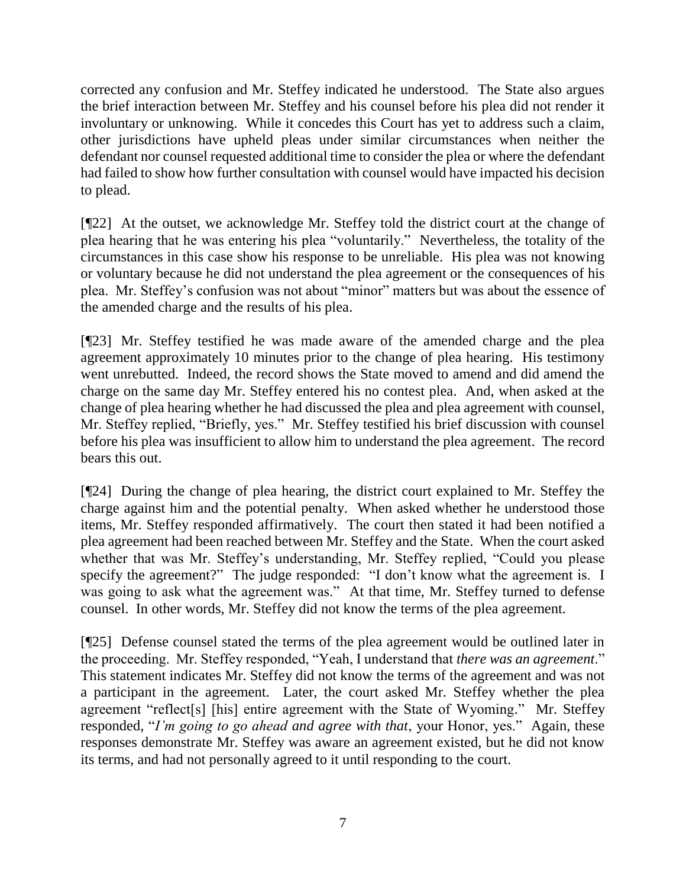corrected any confusion and Mr. Steffey indicated he understood. The State also argues the brief interaction between Mr. Steffey and his counsel before his plea did not render it involuntary or unknowing. While it concedes this Court has yet to address such a claim, other jurisdictions have upheld pleas under similar circumstances when neither the defendant nor counsel requested additional time to consider the plea or where the defendant had failed to show how further consultation with counsel would have impacted his decision to plead.

[¶22] At the outset, we acknowledge Mr. Steffey told the district court at the change of plea hearing that he was entering his plea "voluntarily." Nevertheless, the totality of the circumstances in this case show his response to be unreliable. His plea was not knowing or voluntary because he did not understand the plea agreement or the consequences of his plea. Mr. Steffey's confusion was not about "minor" matters but was about the essence of the amended charge and the results of his plea.

[¶23] Mr. Steffey testified he was made aware of the amended charge and the plea agreement approximately 10 minutes prior to the change of plea hearing. His testimony went unrebutted. Indeed, the record shows the State moved to amend and did amend the charge on the same day Mr. Steffey entered his no contest plea. And, when asked at the change of plea hearing whether he had discussed the plea and plea agreement with counsel, Mr. Steffey replied, "Briefly, yes." Mr. Steffey testified his brief discussion with counsel before his plea was insufficient to allow him to understand the plea agreement. The record bears this out.

[¶24] During the change of plea hearing, the district court explained to Mr. Steffey the charge against him and the potential penalty. When asked whether he understood those items, Mr. Steffey responded affirmatively. The court then stated it had been notified a plea agreement had been reached between Mr. Steffey and the State. When the court asked whether that was Mr. Steffey's understanding, Mr. Steffey replied, "Could you please specify the agreement?" The judge responded: "I don't know what the agreement is. I was going to ask what the agreement was." At that time, Mr. Steffey turned to defense counsel. In other words, Mr. Steffey did not know the terms of the plea agreement.

[¶25] Defense counsel stated the terms of the plea agreement would be outlined later in the proceeding. Mr. Steffey responded, "Yeah, I understand that *there was an agreement*." This statement indicates Mr. Steffey did not know the terms of the agreement and was not a participant in the agreement. Later, the court asked Mr. Steffey whether the plea agreement "reflect[s] [his] entire agreement with the State of Wyoming." Mr. Steffey responded, "*I'm going to go ahead and agree with that*, your Honor, yes." Again, these responses demonstrate Mr. Steffey was aware an agreement existed, but he did not know its terms, and had not personally agreed to it until responding to the court.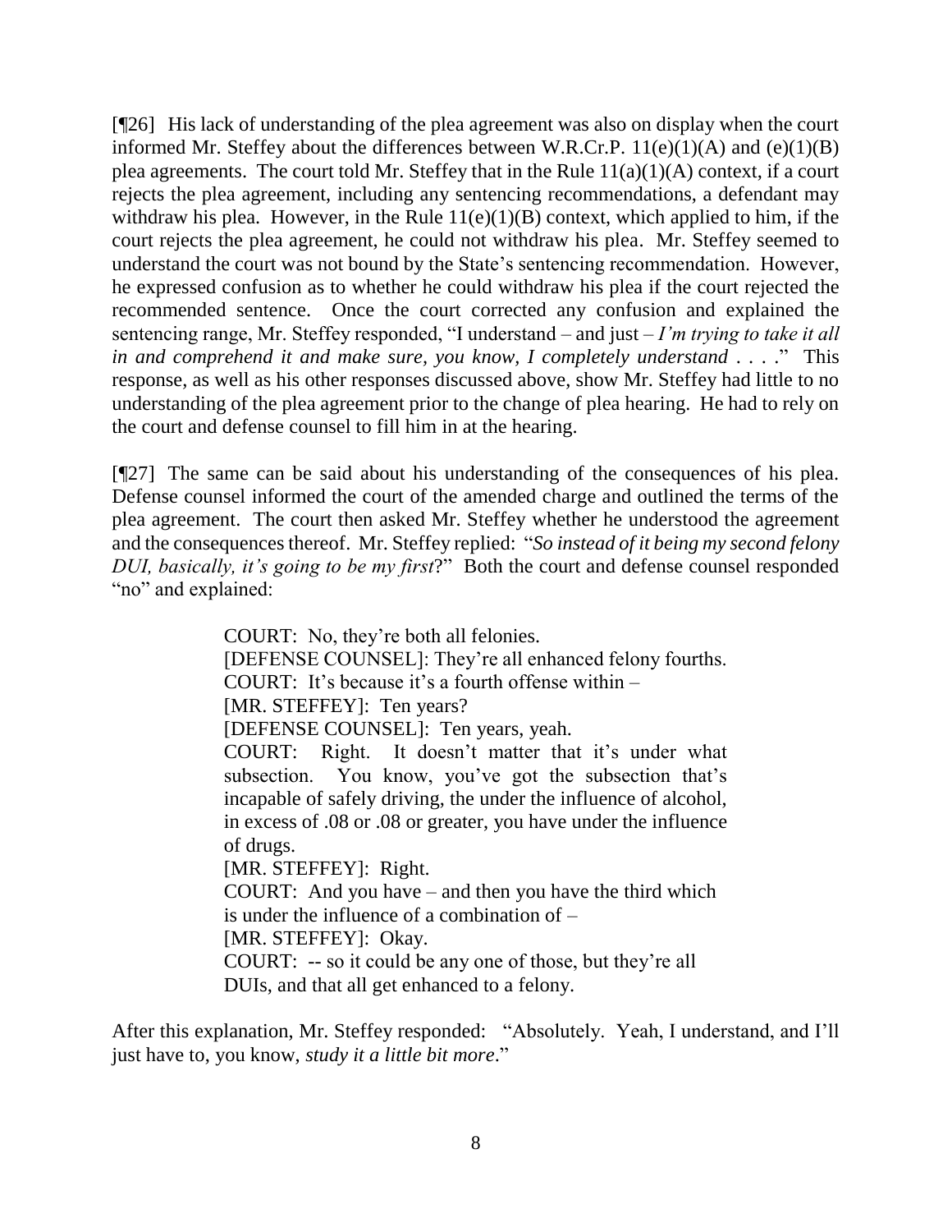[¶26] His lack of understanding of the plea agreement was also on display when the court informed Mr. Steffey about the differences between W.R.Cr.P. 11(e)(1)(A) and (e)(1)(B) plea agreements. The court told Mr. Steffey that in the Rule 11(a)(1)(A) context, if a court rejects the plea agreement, including any sentencing recommendations, a defendant may withdraw his plea. However, in the Rule 11(e)(1)(B) context, which applied to him, if the court rejects the plea agreement, he could not withdraw his plea. Mr. Steffey seemed to understand the court was not bound by the State's sentencing recommendation. However, he expressed confusion as to whether he could withdraw his plea if the court rejected the recommended sentence. Once the court corrected any confusion and explained the sentencing range, Mr. Steffey responded, "I understand – and just – *I'm trying to take it all in and comprehend it and make sure, you know, I completely understand* . . . ." This response, as well as his other responses discussed above, show Mr. Steffey had little to no understanding of the plea agreement prior to the change of plea hearing. He had to rely on the court and defense counsel to fill him in at the hearing.

[¶27] The same can be said about his understanding of the consequences of his plea. Defense counsel informed the court of the amended charge and outlined the terms of the plea agreement. The court then asked Mr. Steffey whether he understood the agreement and the consequences thereof. Mr. Steffey replied: "*So instead of it being my second felony DUI, basically, it's going to be my first*?" Both the court and defense counsel responded "no" and explained:

> COURT: No, they're both all felonies.
> [DEFENSE COUNSEL]: They're all enhanced felony fourths.
> COURT: It's because it's a fourth offense within –
> [MR. STEFFEY]: Ten years?
> [DEFENSE COUNSEL]: Ten years, yeah.
> COURT: Right. It doesn't matter that it's under what subsection. You know, you've got the subsection that's incapable of safely driving, the under the influence of alcohol, in excess of .08 or .08 or greater, you have under the influence of drugs.
> [MR. STEFFEY]: Right.
> COURT: And you have – and then you have the third which is under the influence of a combination of –
> [MR. STEFFEY]: Okay.
> COURT: -- so it could be any one of those, but they're all DUIs, and that all get enhanced to a felony.

After this explanation, Mr. Steffey responded: "Absolutely. Yeah, I understand, and I'll just have to, you know, *study it a little bit more*."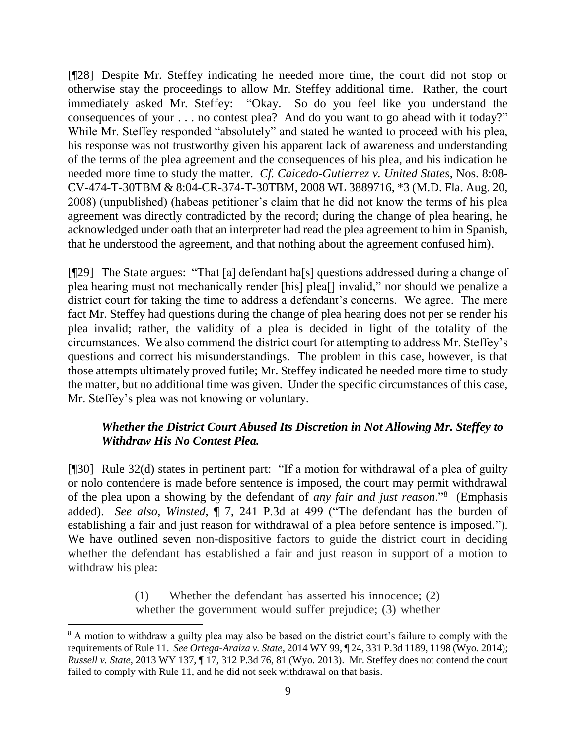[¶28] Despite Mr. Steffey indicating he needed more time, the court did not stop or otherwise stay the proceedings to allow Mr. Steffey additional time. Rather, the court immediately asked Mr. Steffey: "Okay. So do you feel like you understand the consequences of your . . . no contest plea? And do you want to go ahead with it today?" While Mr. Steffey responded "absolutely" and stated he wanted to proceed with his plea, his response was not trustworthy given his apparent lack of awareness and understanding of the terms of the plea agreement and the consequences of his plea, and his indication he needed more time to study the matter. *Cf. Caicedo-Gutierrez v. United States*, Nos. 8:08-CV-474-T-30TBM & 8:04-CR-374-T-30TBM, 2008 WL 3889716, *3 (M.D. Fla. Aug. 20, 2008) (unpublished) (habeas petitioner's claim that he did not know the terms of his plea agreement was directly contradicted by the record; during the change of plea hearing, he acknowledged under oath that an interpreter had read the plea agreement to him in Spanish, that he understood the agreement, and that nothing about the agreement confused him).

[¶29] The State argues: "That [a] defendant ha[s] questions addressed during a change of plea hearing must not mechanically render [his] plea[] invalid," nor should we penalize a district court for taking the time to address a defendant's concerns. We agree. The mere fact Mr. Steffey had questions during the change of plea hearing does not per se render his plea invalid; rather, the validity of a plea is decided in light of the totality of the circumstances. We also commend the district court for attempting to address Mr. Steffey's questions and correct his misunderstandings. The problem in this case, however, is that those attempts ultimately proved futile; Mr. Steffey indicated he needed more time to study the matter, but no additional time was given. Under the specific circumstances of this case, Mr. Steffey's plea was not knowing or voluntary.

### *Whether the District Court Abused Its Discretion in Not Allowing Mr. Steffey to Withdraw His No Contest Plea.*

[¶30] Rule 32(d) states in pertinent part: "If a motion for withdrawal of a plea of guilty or nolo contendere is made before sentence is imposed, the court may permit withdrawal of the plea upon a showing by the defendant of *any fair and just reason*."[8] (Emphasis added). *See also*, *Winsted*, ¶ 7, 241 P.3d at 499 ("The defendant has the burden of establishing a fair and just reason for withdrawal of a plea before sentence is imposed."). We have outlined seven non-dispositive factors to guide the district court in deciding whether the defendant has established a fair and just reason in support of a motion to withdraw his plea:

> (1) Whether the defendant has asserted his innocence; (2) whether the government would suffer prejudice; (3) whether

[8] A motion to withdraw a guilty plea may also be based on the district court's failure to comply with the requirements of Rule 11. *See Ortega-Araiza v. State*, 2014 WY 99, ¶ 24, 331 P.3d 1189, 1198 (Wyo. 2014); *Russell v. State*, 2013 WY 137, ¶ 17, 312 P.3d 76, 81 (Wyo. 2013). Mr. Steffey does not contend the court failed to comply with Rule 11, and he did not seek withdrawal on that basis.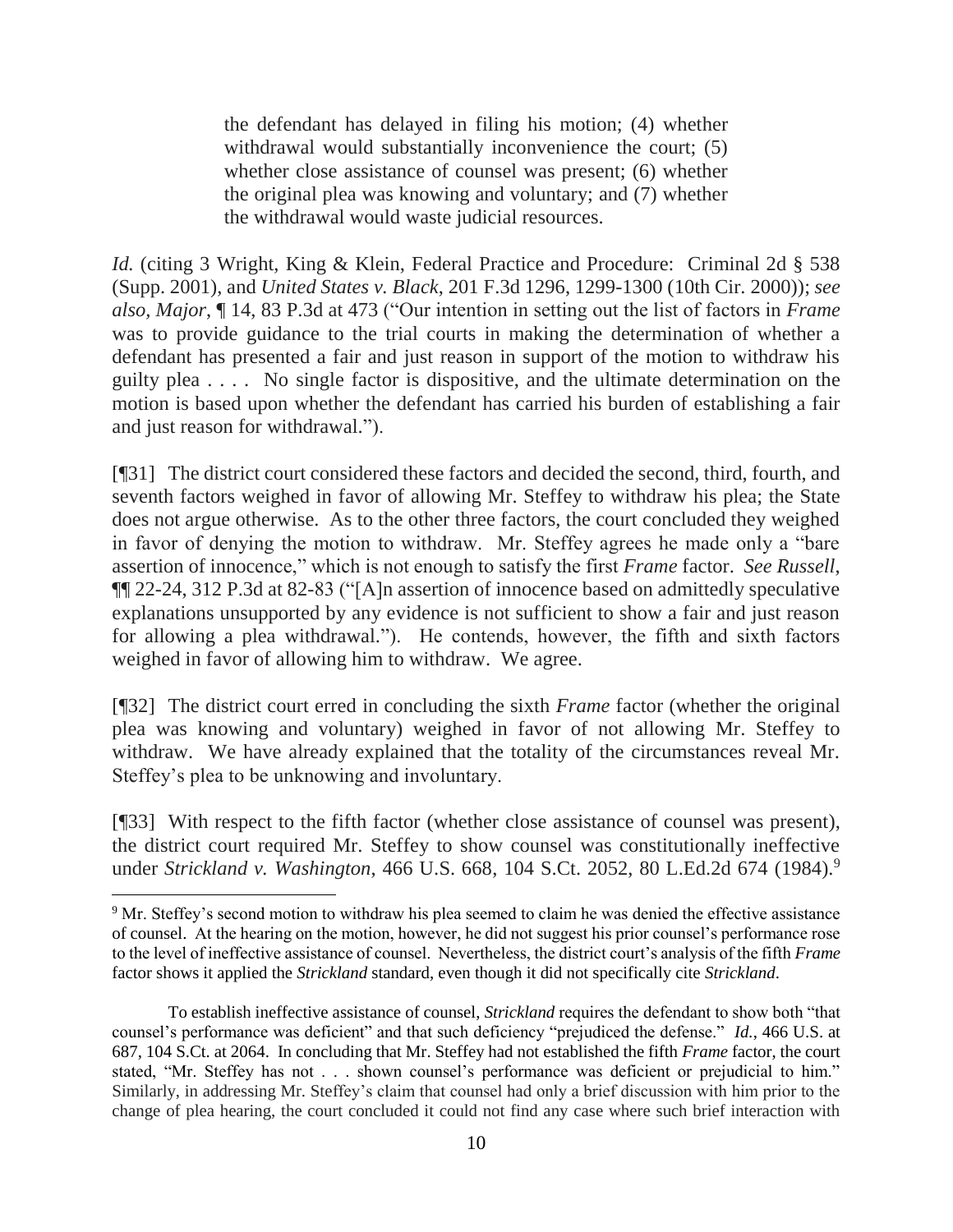> the defendant has delayed in filing his motion; (4) whether withdrawal would substantially inconvenience the court; (5) whether close assistance of counsel was present; (6) whether the original plea was knowing and voluntary; and (7) whether the withdrawal would waste judicial resources.

*Id.* (citing 3 Wright, King & Klein, Federal Practice and Procedure: Criminal 2d § 538 (Supp. 2001), and *United States v. Black*, 201 F.3d 1296, 1299-1300 (10th Cir. 2000)); *see also*, *Major*, ¶ 14, 83 P.3d at 473 ("Our intention in setting out the list of factors in *Frame* was to provide guidance to the trial courts in making the determination of whether a defendant has presented a fair and just reason in support of the motion to withdraw his guilty plea . . . . No single factor is dispositive, and the ultimate determination on the motion is based upon whether the defendant has carried his burden of establishing a fair and just reason for withdrawal.").

[¶31] The district court considered these factors and decided the second, third, fourth, and seventh factors weighed in favor of allowing Mr. Steffey to withdraw his plea; the State does not argue otherwise. As to the other three factors, the court concluded they weighed in favor of denying the motion to withdraw. Mr. Steffey agrees he made only a "bare assertion of innocence," which is not enough to satisfy the first *Frame* factor. *See Russell*, ¶¶ 22-24, 312 P.3d at 82-83 ("[A]n assertion of innocence based on admittedly speculative explanations unsupported by any evidence is not sufficient to show a fair and just reason for allowing a plea withdrawal."). He contends, however, the fifth and sixth factors weighed in favor of allowing him to withdraw. We agree.

[¶32] The district court erred in concluding the sixth *Frame* factor (whether the original plea was knowing and voluntary) weighed in favor of not allowing Mr. Steffey to withdraw. We have already explained that the totality of the circumstances reveal Mr. Steffey's plea to be unknowing and involuntary.

[¶33] With respect to the fifth factor (whether close assistance of counsel was present), the district court required Mr. Steffey to show counsel was constitutionally ineffective under *Strickland v. Washington*, 466 U.S. 668, 104 S.Ct. 2052, 80 L.Ed.2d 674 (1984).[9]

---

[9] Mr. Steffey's second motion to withdraw his plea seemed to claim he was denied the effective assistance of counsel. At the hearing on the motion, however, he did not suggest his prior counsel's performance rose to the level of ineffective assistance of counsel. Nevertheless, the district court's analysis of the fifth *Frame* factor shows it applied the *Strickland* standard, even though it did not specifically cite *Strickland*.

To establish ineffective assistance of counsel, *Strickland* requires the defendant to show both "that counsel's performance was deficient" and that such deficiency "prejudiced the defense." *Id.*, 466 U.S. at 687, 104 S.Ct. at 2064. In concluding that Mr. Steffey had not established the fifth *Frame* factor, the court stated, "Mr. Steffey has not . . . shown counsel's performance was deficient or prejudicial to him." Similarly, in addressing Mr. Steffey's claim that counsel had only a brief discussion with him prior to the change of plea hearing, the court concluded it could not find any case where such brief interaction with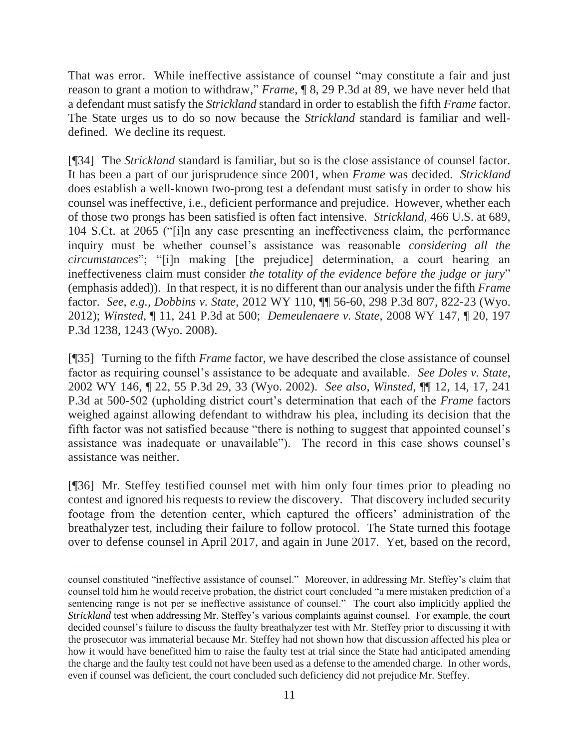That was error. While ineffective assistance of counsel "may constitute a fair and just reason to grant a motion to withdraw," *Frame*, ¶ 8, 29 P.3d at 89, we have never held that a defendant must satisfy the *Strickland* standard in order to establish the fifth *Frame* factor. The State urges us to do so now because the *Strickland* standard is familiar and well-defined. We decline its request.

[¶34] The *Strickland* standard is familiar, but so is the close assistance of counsel factor. It has been a part of our jurisprudence since 2001, when *Frame* was decided. *Strickland* does establish a well-known two-prong test a defendant must satisfy in order to show his counsel was ineffective, i.e., deficient performance and prejudice. However, whether each of those two prongs has been satisfied is often fact intensive. *Strickland*, 466 U.S. at 689, 104 S.Ct. at 2065 ("[i]n any case presenting an ineffectiveness claim, the performance inquiry must be whether counsel's assistance was reasonable *considering all the circumstances*"; "[i]n making [the prejudice] determination, a court hearing an ineffectiveness claim must consider *the totality of the evidence before the judge or jury*" (emphasis added)). In that respect, it is no different than our analysis under the fifth *Frame* factor. *See, e.g.*, *Dobbins v. State*, 2012 WY 110, ¶¶ 56-60, 298 P.3d 807, 822-23 (Wyo. 2012); *Winsted*, ¶ 11, 241 P.3d at 500; *Demeulenaere v. State*, 2008 WY 147, ¶ 20, 197 P.3d 1238, 1243 (Wyo. 2008).

[¶35] Turning to the fifth *Frame* factor, we have described the close assistance of counsel factor as requiring counsel's assistance to be adequate and available. *See Doles v. State*, 2002 WY 146, ¶ 22, 55 P.3d 29, 33 (Wyo. 2002). *See also, Winsted*, ¶¶ 12, 14, 17, 241 P.3d at 500-502 (upholding district court's determination that each of the *Frame* factors weighed against allowing defendant to withdraw his plea, including its decision that the fifth factor was not satisfied because "there is nothing to suggest that appointed counsel's assistance was inadequate or unavailable"). The record in this case shows counsel's assistance was neither.

[¶36] Mr. Steffey testified counsel met with him only four times prior to pleading no contest and ignored his requests to review the discovery. That discovery included security footage from the detention center, which captured the officers' administration of the breathalyzer test, including their failure to follow protocol. The State turned this footage over to defense counsel in April 2017, and again in June 2017. Yet, based on the record,

---

counsel constituted "ineffective assistance of counsel." Moreover, in addressing Mr. Steffey's claim that counsel told him he would receive probation, the district court concluded "a mere mistaken prediction of a sentencing range is not per se ineffective assistance of counsel." The court also implicitly applied the *Strickland* test when addressing Mr. Steffey's various complaints against counsel. For example, the court decided counsel's failure to discuss the faulty breathalyzer test with Mr. Steffey prior to discussing it with the prosecutor was immaterial because Mr. Steffey had not shown how that discussion affected his plea or how it would have benefitted him to raise the faulty test at trial since the State had anticipated amending the charge and the faulty test could not have been used as a defense to the amended charge. In other words, even if counsel was deficient, the court concluded such deficiency did not prejudice Mr. Steffey.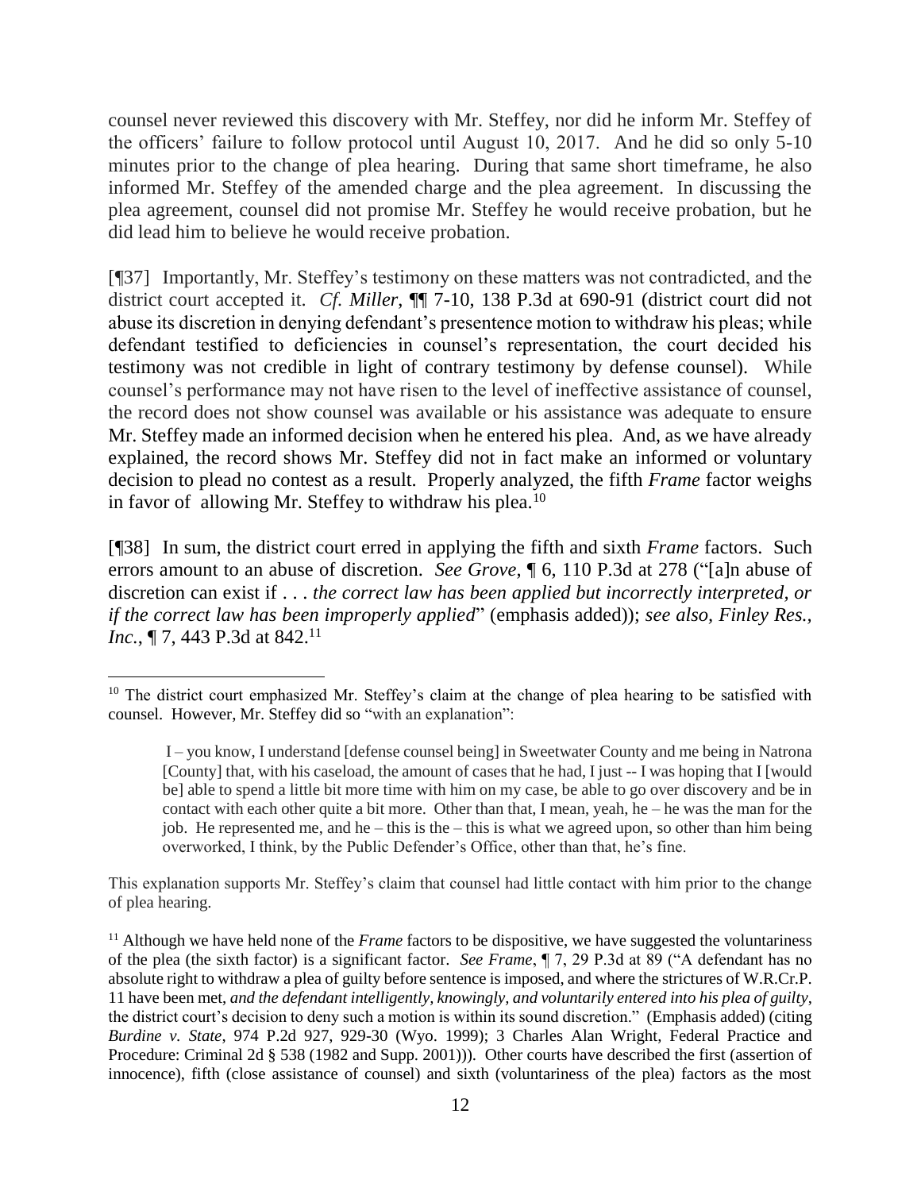counsel never reviewed this discovery with Mr. Steffey, nor did he inform Mr. Steffey of the officers' failure to follow protocol until August 10, 2017. And he did so only 5-10 minutes prior to the change of plea hearing. During that same short timeframe, he also informed Mr. Steffey of the amended charge and the plea agreement. In discussing the plea agreement, counsel did not promise Mr. Steffey he would receive probation, but he did lead him to believe he would receive probation.

[¶37] Importantly, Mr. Steffey's testimony on these matters was not contradicted, and the district court accepted it. *Cf. Miller*, ¶¶ 7-10, 138 P.3d at 690-91 (district court did not abuse its discretion in denying defendant's presentence motion to withdraw his pleas; while defendant testified to deficiencies in counsel's representation, the court decided his testimony was not credible in light of contrary testimony by defense counsel). While counsel's performance may not have risen to the level of ineffective assistance of counsel, the record does not show counsel was available or his assistance was adequate to ensure Mr. Steffey made an informed decision when he entered his plea. And, as we have already explained, the record shows Mr. Steffey did not in fact make an informed or voluntary decision to plead no contest as a result. Properly analyzed, the fifth *Frame* factor weighs in favor of allowing Mr. Steffey to withdraw his plea.[10]

[¶38] In sum, the district court erred in applying the fifth and sixth *Frame* factors. Such errors amount to an abuse of discretion. *See Grove*, ¶ 6, 110 P.3d at 278 ("[a]n abuse of discretion can exist if . . . *the correct law has been applied but incorrectly interpreted, or if the correct law has been improperly applied*" (emphasis added)); *see also, Finley Res., Inc.*, ¶ 7, 443 P.3d at 842.[11]

---

[10] The district court emphasized Mr. Steffey's claim at the change of plea hearing to be satisfied with counsel. However, Mr. Steffey did so "with an explanation":

> I – you know, I understand [defense counsel being] in Sweetwater County and me being in Natrona [County] that, with his caseload, the amount of cases that he had, I just -- I was hoping that I [would be] able to spend a little bit more time with him on my case, be able to go over discovery and be in contact with each other quite a bit more. Other than that, I mean, yeah, he – he was the man for the job. He represented me, and he – this is the – this is what we agreed upon, so other than him being overworked, I think, by the Public Defender's Office, other than that, he's fine.

This explanation supports Mr. Steffey's claim that counsel had little contact with him prior to the change of plea hearing.

[11] Although we have held none of the *Frame* factors to be dispositive, we have suggested the voluntariness of the plea (the sixth factor) is a significant factor. *See Frame*, ¶ 7, 29 P.3d at 89 ("A defendant has no absolute right to withdraw a plea of guilty before sentence is imposed, and where the strictures of W.R.Cr.P. 11 have been met, *and the defendant intelligently, knowingly, and voluntarily entered into his plea of guilty*, the district court's decision to deny such a motion is within its sound discretion." (Emphasis added) (citing *Burdine v. State*, 974 P.2d 927, 929-30 (Wyo. 1999); 3 Charles Alan Wright, Federal Practice and Procedure: Criminal 2d § 538 (1982 and Supp. 2001))). Other courts have described the first (assertion of innocence), fifth (close assistance of counsel) and sixth (voluntariness of the plea) factors as the most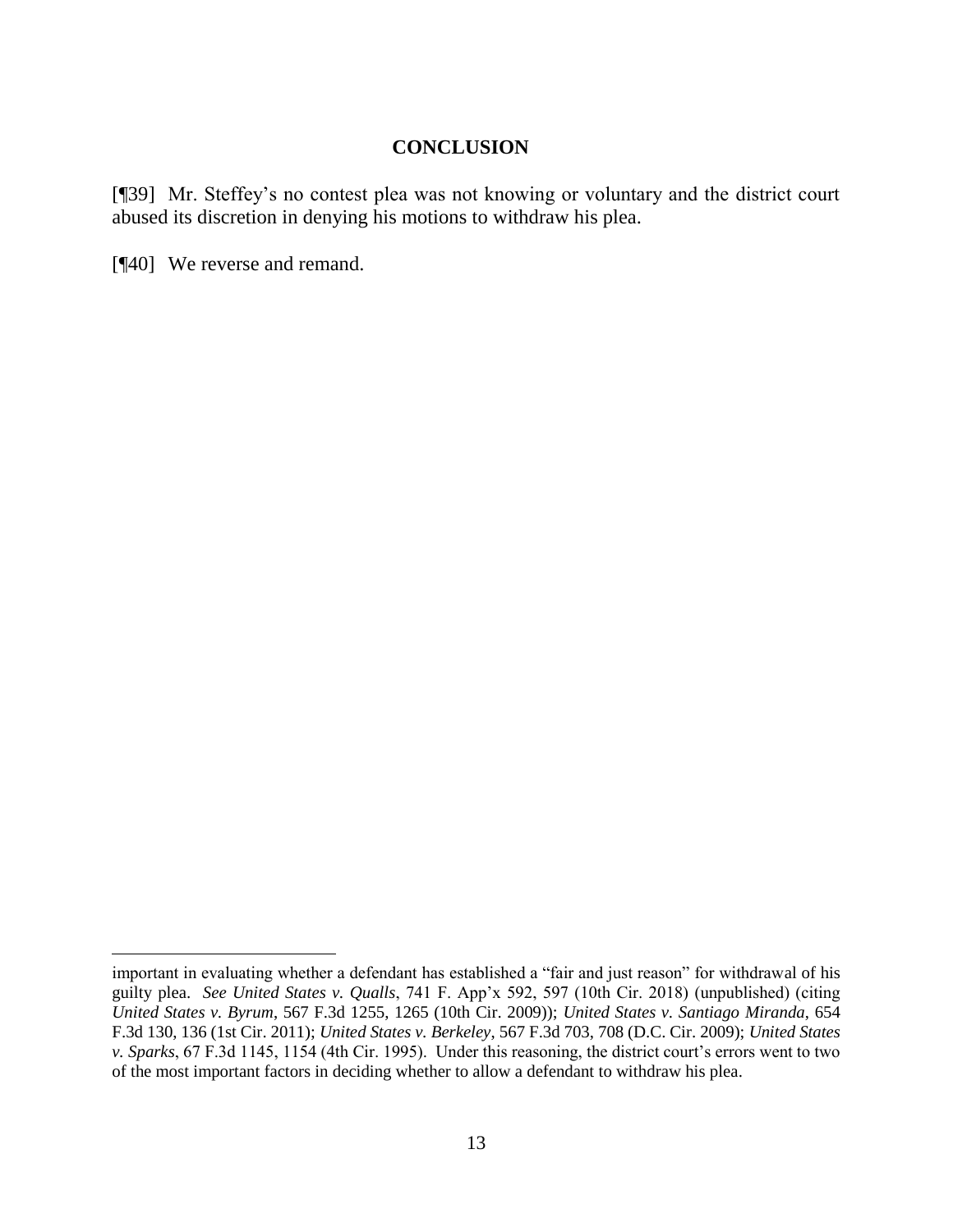## CONCLUSION

[¶39] Mr. Steffey's no contest plea was not knowing or voluntary and the district court abused its discretion in denying his motions to withdraw his plea.

[¶40] We reverse and remand.

---

important in evaluating whether a defendant has established a "fair and just reason" for withdrawal of his guilty plea. *See United States v. Qualls*, 741 F. App'x 592, 597 (10th Cir. 2018) (unpublished) (citing *United States v. Byrum*, 567 F.3d 1255, 1265 (10th Cir. 2009)); *United States v. Santiago Miranda*, 654 F.3d 130, 136 (1st Cir. 2011); *United States v. Berkeley*, 567 F.3d 703, 708 (D.C. Cir. 2009); *United States v. Sparks*, 67 F.3d 1145, 1154 (4th Cir. 1995). Under this reasoning, the district court's errors went to two of the most important factors in deciding whether to allow a defendant to withdraw his plea.